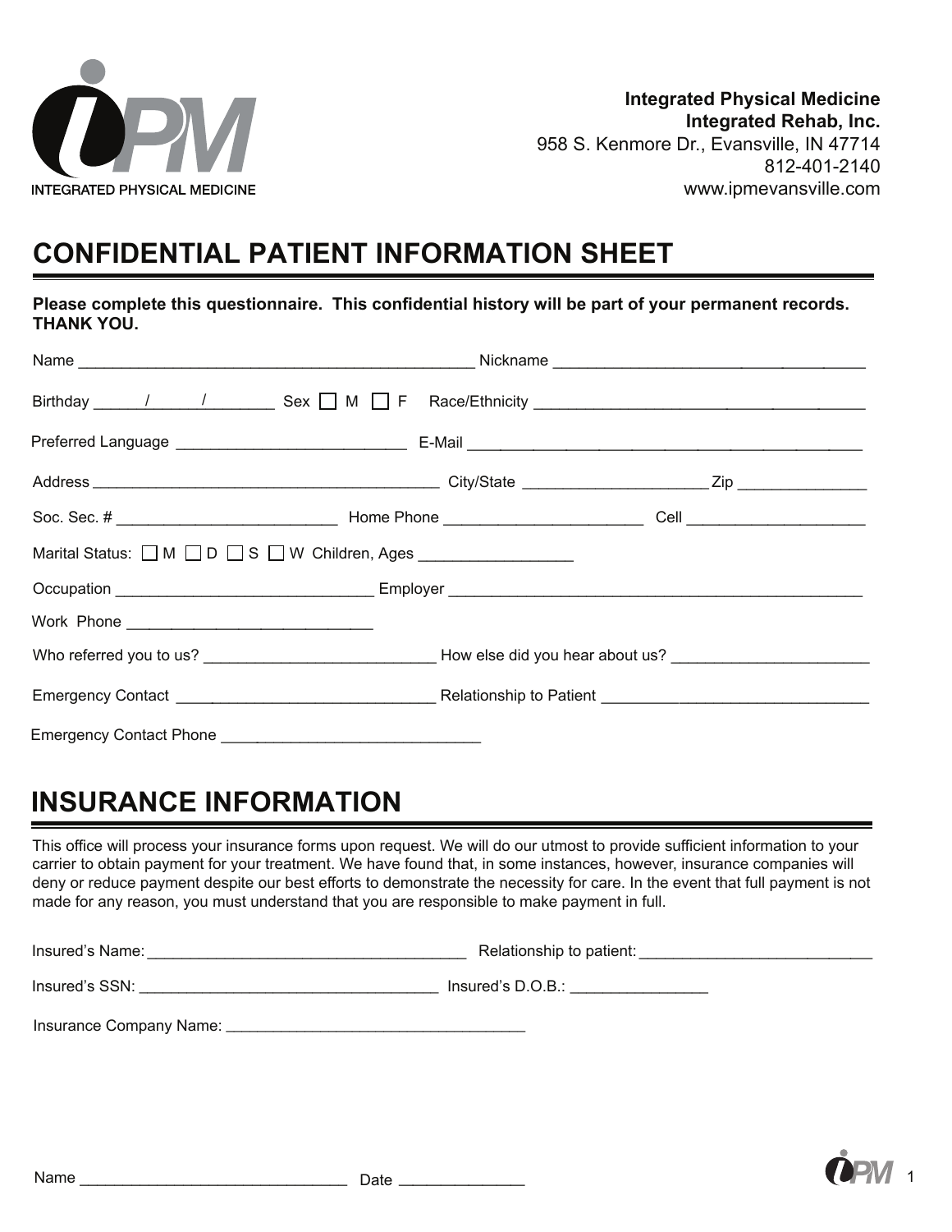**Integrated Physical Medicine**
**Integrated Rehab, Inc.**
958 S. Kenmore Dr., Evansville, IN 47714
812-401-2140
www.ipmevansville.com

INTEGRATED PHYSICAL MEDICINE

# CONFIDENTIAL PATIENT INFORMATION SHEET

**Please complete this questionnaire. This confidential history will be part of your permanent records. THANK YOU.**

Name _______________________________________________ Nickname ____________________________________

Birthday ______/______/________ Sex ☐ M ☐ F Race/Ethnicity ______________________________________

Preferred Language __________________________ E-Mail _____________________________________________

Address ________________________________________ City/State _____________________ Zip ______________

Soc. Sec. # _________________________ Home Phone ______________________ Cell ____________________

Marital Status: ☐ M ☐ D ☐ S ☐ W Children, Ages _________________

Occupation ______________________________ Employer _______________________________________________

Work Phone ____________________________

Who referred you to us? __________________________ How else did you hear about us? ______________________

Emergency Contact ______________________________ Relationship to Patient ______________________________

Emergency Contact Phone ______________________________

# INSURANCE INFORMATION

This office will process your insurance forms upon request. We will do our utmost to provide sufficient information to your carrier to obtain payment for your treatment. We have found that, in some instances, however, insurance companies will deny or reduce payment despite our best efforts to demonstrate the necessity for care. In the event that full payment is not made for any reason, you must understand that you are responsible to make payment in full.

Insured's Name: _____________________________________ Relationship to patient: ___________________________

Insured's SSN: ___________________________________ Insured's D.O.B.: ________________

Insurance Company Name: ___________________________________

Name ______________________________ Date ______________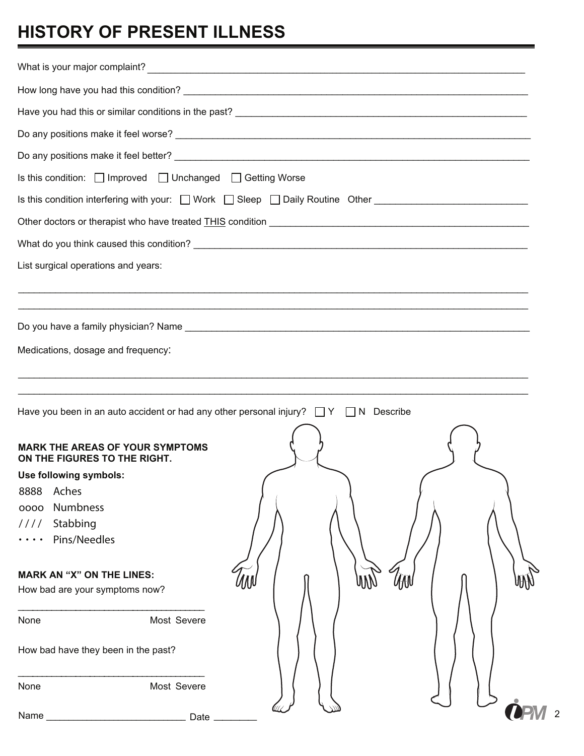# HISTORY OF PRESENT ILLNESS

What is your major complaint? ___________________________________________________________________________

How long have you had this condition? ______________________________________________________________________

Have you had this or similar conditions in the past? ___________________________________________________________

Do any positions make it feel worse? ________________________________________________________________________

Do any positions make it feel better? _______________________________________________________________________

Is this condition: ☐ Improved ☐ Unchanged ☐ Getting Worse

Is this condition interfering with your: ☐ Work ☐ Sleep ☐ Daily Routine Other _____________________________

Other doctors or therapist who have treated THIS condition ___________________________________________________

What do you think caused this condition? ___________________________________________________________________

List surgical operations and years:

______________________________________________________________________________________________________

______________________________________________________________________________________________________

Do you have a family physician? Name _______________________________________________________________________

Medications, dosage and frequency:

______________________________________________________________________________________________________

______________________________________________________________________________________________________

Have you been in an auto accident or had any other personal injury? ☐ Y ☐ N Describe

**MARK THE AREAS OF YOUR SYMPTOMS ON THE FIGURES TO THE RIGHT.**

**Use following symbols:**

- 8888 Aches
- oooo Numbness
- //// Stabbing
- • • • • Pins/Needles

**MARK AN "X" ON THE LINES:**

How bad are your symptoms now?

_____________________________________

None Most Severe

How bad have they been in the past?

_____________________________________

None Most Severe

Name ___________________________ Date ________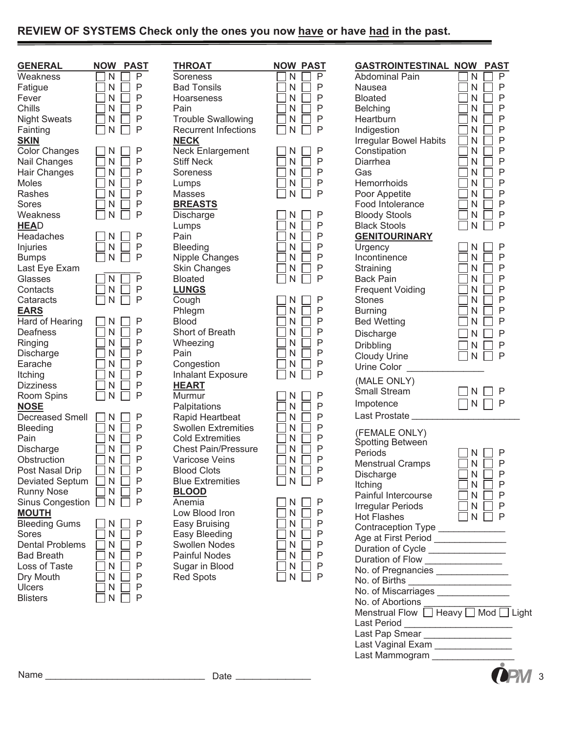## REVIEW OF SYSTEMS Check only the ones you now have or have had in the past.

| GENERAL | NOW | PAST |
|---|---|---|
| Weakness | ☐ N | ☐ P |
| Fatigue | ☐ N | ☐ P |
| Fever | ☐ N | ☐ P |
| Chills | ☐ N | ☐ P |
| Night Sweats | ☐ N | ☐ P |
| Fainting | ☐ N | ☐ P |
| **SKIN** | | |
| Color Changes | ☐ N | ☐ P |
| Nail Changes | ☐ N | ☐ P |
| Hair Changes | ☐ N | ☐ P |
| Moles | ☐ N | ☐ P |
| Rashes | ☐ N | ☐ P |
| Sores | ☐ N | ☐ P |
| Weakness | ☐ N | ☐ P |
| **HEAD** | | |
| Headaches | ☐ N | ☐ P |
| Injuries | ☐ N | ☐ P |
| Bumps | ☐ N | ☐ P |
| Last Eye Exam | ________ | |
| Glasses | ☐ N | ☐ P |
| Contacts | ☐ N | ☐ P |
| Cataracts | ☐ N | ☐ P |
| **EARS** | | |
| Hard of Hearing | ☐ N | ☐ P |
| Deafness | ☐ N | ☐ P |
| Ringing | ☐ N | ☐ P |
| Discharge | ☐ N | ☐ P |
| Earache | ☐ N | ☐ P |
| Itching | ☐ N | ☐ P |
| Dizziness | ☐ N | ☐ P |
| Room Spins | ☐ N | ☐ P |
| **NOSE** | | |
| Decreased Smell | ☐ N | ☐ P |
| Bleeding | ☐ N | ☐ P |
| Pain | ☐ N | ☐ P |
| Discharge | ☐ N | ☐ P |
| Obstruction | ☐ N | ☐ P |
| Post Nasal Drip | ☐ N | ☐ P |
| Deviated Septum | ☐ N | ☐ P |
| Runny Nose | ☐ N | ☐ P |
| Sinus Congestion | ☐ N | ☐ P |
| **MOUTH** | | |
| Bleeding Gums | ☐ N | ☐ P |
| Sores | ☐ N | ☐ P |
| Dental Problems | ☐ N | ☐ P |
| Bad Breath | ☐ N | ☐ P |
| Loss of Taste | ☐ N | ☐ P |
| Dry Mouth | ☐ N | ☐ P |
| Ulcers | ☐ N | ☐ P |
| Blisters | ☐ N | ☐ P |

| THROAT | NOW | PAST |
|---|---|---|
| Soreness | ☐ N | ☐ P |
| Bad Tonsils | ☐ N | ☐ P |
| Hoarseness | ☐ N | ☐ P |
| Pain | ☐ N | ☐ P |
| Trouble Swallowing | ☐ N | ☐ P |
| Recurrent Infections | ☐ N | ☐ P |
| **NECK** | | |
| Neck Enlargement | ☐ N | ☐ P |
| Stiff Neck | ☐ N | ☐ P |
| Soreness | ☐ N | ☐ P |
| Lumps | ☐ N | ☐ P |
| Masses | ☐ N | ☐ P |
| **BREASTS** | | |
| Discharge | ☐ N | ☐ P |
| Lumps | ☐ N | ☐ P |
| Pain | ☐ N | ☐ P |
| Bleeding | ☐ N | ☐ P |
| Nipple Changes | ☐ N | ☐ P |
| Skin Changes | ☐ N | ☐ P |
| Bloated | ☐ N | ☐ P |
| **LUNGS** | | |
| Cough | ☐ N | ☐ P |
| Phlegm | ☐ N | ☐ P |
| Blood | ☐ N | ☐ P |
| Short of Breath | ☐ N | ☐ P |
| Wheezing | ☐ N | ☐ P |
| Pain | ☐ N | ☐ P |
| Congestion | ☐ N | ☐ P |
| Inhalant Exposure | ☐ N | ☐ P |
| **HEART** | | |
| Murmur | ☐ N | ☐ P |
| Palpitations | ☐ N | ☐ P |
| Rapid Heartbeat | ☐ N | ☐ P |
| Swollen Extremities | ☐ N | ☐ P |
| Cold Extremities | ☐ N | ☐ P |
| Chest Pain/Pressure | ☐ N | ☐ P |
| Varicose Veins | ☐ N | ☐ P |
| Blood Clots | ☐ N | ☐ P |
| Blue Extremities | ☐ N | ☐ P |
| **BLOOD** | | |
| Anemia | ☐ N | ☐ P |
| Low Blood Iron | ☐ N | ☐ P |
| Easy Bruising | ☐ N | ☐ P |
| Easy Bleeding | ☐ N | ☐ P |
| Swollen Nodes | ☐ N | ☐ P |
| Painful Nodes | ☐ N | ☐ P |
| Sugar in Blood | ☐ N | ☐ P |
| Red Spots | ☐ N | ☐ P |

| GASTROINTESTINAL | NOW | PAST |
|---|---|---|
| Abdominal Pain | ☐ N | ☐ P |
| Nausea | ☐ N | ☐ P |
| Bloated | ☐ N | ☐ P |
| Belching | ☐ N | ☐ P |
| Heartburn | ☐ N | ☐ P |
| Indigestion | ☐ N | ☐ P |
| Irregular Bowel Habits | ☐ N | ☐ P |
| Constipation | ☐ N | ☐ P |
| Diarrhea | ☐ N | ☐ P |
| Gas | ☐ N | ☐ P |
| Hemorrhoids | ☐ N | ☐ P |
| Poor Appetite | ☐ N | ☐ P |
| Food Intolerance | ☐ N | ☐ P |
| Bloody Stools | ☐ N | ☐ P |
| Black Stools | ☐ N | ☐ P |
| **GENITOURINARY** | | |
| Urgency | ☐ N | ☐ P |
| Incontinence | ☐ N | ☐ P |
| Straining | ☐ N | ☐ P |
| Back Pain | ☐ N | ☐ P |
| Frequent Voiding | ☐ N | ☐ P |
| Stones | ☐ N | ☐ P |
| Burning | ☐ N | ☐ P |
| Bed Wetting | ☐ N | ☐ P |
| Discharge | ☐ N | ☐ P |
| Dribbling | ☐ N | ☐ P |
| Cloudy Urine | ☐ N | ☐ P |

Urine Color ________________

(MALE ONLY)

| | | |
|---|---|---|
| Small Stream | ☐ N | ☐ P |
| Impotence | ☐ N | ☐ P |

Last Prostate ______________________

(FEMALE ONLY)

| | | |
|---|---|---|
| Spotting Between Periods | ☐ N | ☐ P |
| Menstrual Cramps | ☐ N | ☐ P |
| Discharge | ☐ N | ☐ P |
| Itching | ☐ N | ☐ P |
| Painful Intercourse | ☐ N | ☐ P |
| Irregular Periods | ☐ N | ☐ P |
| Hot Flashes | ☐ N | ☐ P |

Contraception Type ______________

Age at First Period _______________

Duration of Cycle ________________

Duration of Flow ________________

No. of Pregnancies _______________

No. of Births _____________________

No. of Miscarriages _______________

No. of Abortions _________________

Menstrual Flow ☐ Heavy ☐ Mod ☐ Light

Last Period ______________________

Last Pap Smear __________________

Last Vaginal Exam ________________

Last Mammogram ________________

Name ________________________________ Date _______________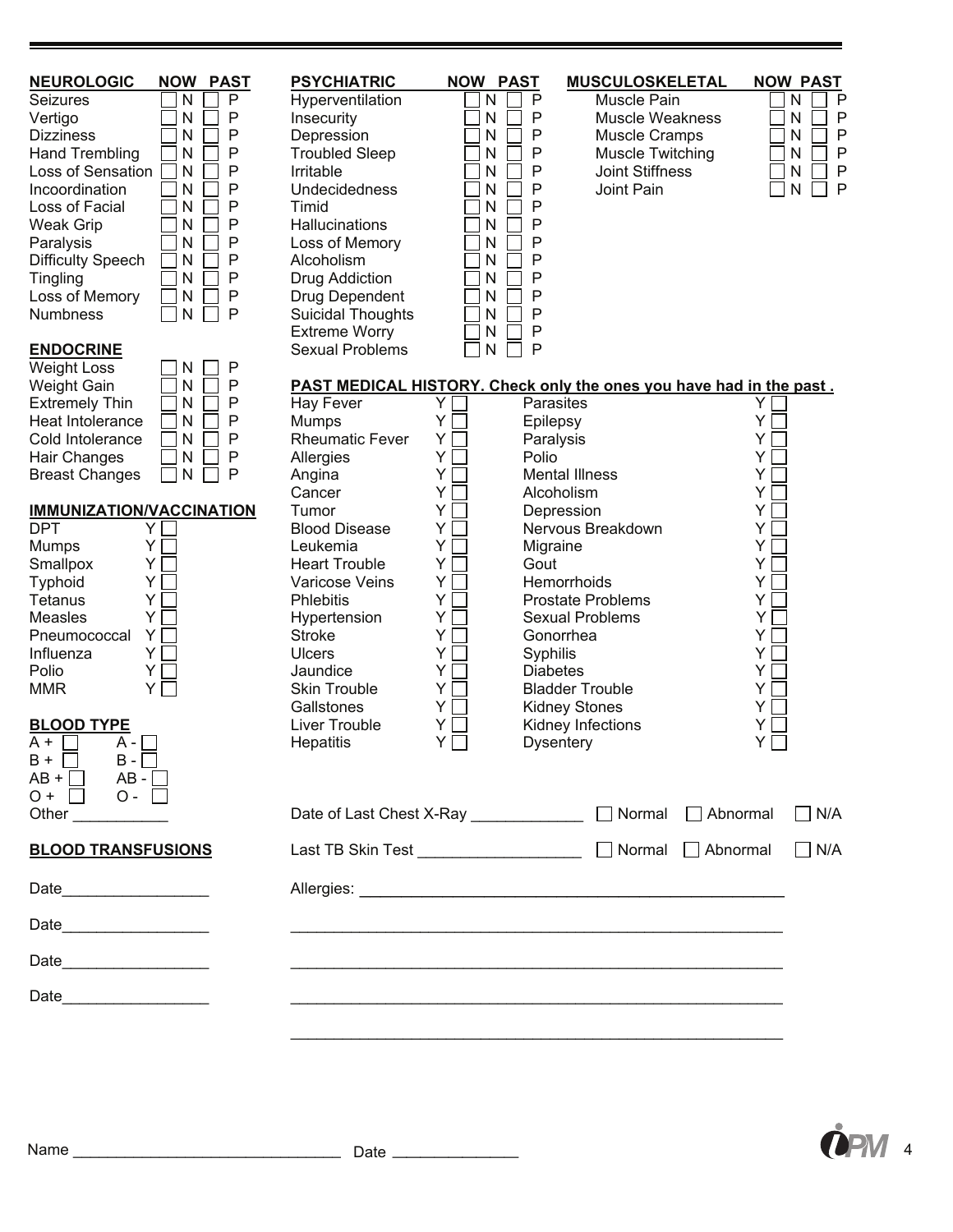## NEUROLOGIC

| NEUROLOGIC | NOW | PAST |
|---|---|---|
| Seizures | ☐ N | ☐ P |
| Vertigo | ☐ N | ☐ P |
| Dizziness | ☐ N | ☐ P |
| Hand Trembling | ☐ N | ☐ P |
| Loss of Sensation | ☐ N | ☐ P |
| Incoordination | ☐ N | ☐ P |
| Loss of Facial | ☐ N | ☐ P |
| Weak Grip | ☐ N | ☐ P |
| Paralysis | ☐ N | ☐ P |
| Difficulty Speech | ☐ N | ☐ P |
| Tingling | ☐ N | ☐ P |
| Loss of Memory | ☐ N | ☐ P |
| Numbness | ☐ N | ☐ P |

## ENDOCRINE

| ENDOCRINE | NOW | PAST |
|---|---|---|
| Weight Loss | ☐ N | ☐ P |
| Weight Gain | ☐ N | ☐ P |
| Extremely Thin | ☐ N | ☐ P |
| Heat Intolerance | ☐ N | ☐ P |
| Cold Intolerance | ☐ N | ☐ P |
| Hair Changes | ☐ N | ☐ P |
| Breast Changes | ☐ N | ☐ P |

## IMMUNIZATION/VACCINATION

| IMMUNIZATION/VACCINATION | |
|---|---|
| DPT | Y ☐ |
| Mumps | Y ☐ |
| Smallpox | Y ☐ |
| Typhoid | Y ☐ |
| Tetanus | Y ☐ |
| Measles | Y ☐ |
| Pneumococcal | Y ☐ |
| Influenza | Y ☐ |
| Polio | Y ☐ |
| MMR | Y ☐ |

## BLOOD TYPE

| | |
|---|---|
| A + ☐ | A - ☐ |
| B + ☐ | B - ☐ |
| AB + ☐ | AB - ☐ |
| O + ☐ | O - ☐ |

Other ___________

## BLOOD TRANSFUSIONS

Date_________________

Date_________________

Date_________________

Date_________________

## PSYCHIATRIC

| PSYCHIATRIC | NOW | PAST |
|---|---|---|
| Hyperventilation | ☐ N | ☐ P |
| Insecurity | ☐ N | ☐ P |
| Depression | ☐ N | ☐ P |
| Troubled Sleep | ☐ N | ☐ P |
| Irritable | ☐ N | ☐ P |
| Undecidedness | ☐ N | ☐ P |
| Timid | ☐ N | ☐ P |
| Hallucinations | ☐ N | ☐ P |
| Loss of Memory | ☐ N | ☐ P |
| Alcoholism | ☐ N | ☐ P |
| Drug Addiction | ☐ N | ☐ P |
| Drug Dependent | ☐ N | ☐ P |
| Suicidal Thoughts | ☐ N | ☐ P |
| Extreme Worry | ☐ N | ☐ P |
| Sexual Problems | ☐ N | ☐ P |

## MUSCULOSKELETAL

| MUSCULOSKELETAL | NOW | PAST |
|---|---|---|
| Muscle Pain | ☐ N | ☐ P |
| Muscle Weakness | ☐ N | ☐ P |
| Muscle Cramps | ☐ N | ☐ P |
| Muscle Twitching | ☐ N | ☐ P |
| Joint Stiffness | ☐ N | ☐ P |
| Joint Pain | ☐ N | ☐ P |

## PAST MEDICAL HISTORY. Check only the ones you have had in the past .

| | | | |
|---|---|---|---|
| Hay Fever | Y ☐ | Parasites | Y ☐ |
| Mumps | Y ☐ | Epilepsy | Y ☐ |
| Rheumatic Fever | Y ☐ | Paralysis | Y ☐ |
| Allergies | Y ☐ | Polio | Y ☐ |
| Angina | Y ☐ | Mental Illness | Y ☐ |
| Cancer | Y ☐ | Alcoholism | Y ☐ |
| Tumor | Y ☐ | Depression | Y ☐ |
| Blood Disease | Y ☐ | Nervous Breakdown | Y ☐ |
| Leukemia | Y ☐ | Migraine | Y ☐ |
| Heart Trouble | Y ☐ | Gout | Y ☐ |
| Varicose Veins | Y ☐ | Hemorrhoids | Y ☐ |
| Phlebitis | Y ☐ | Prostate Problems | Y ☐ |
| Hypertension | Y ☐ | Sexual Problems | Y ☐ |
| Stroke | Y ☐ | Gonorrhea | Y ☐ |
| Ulcers | Y ☐ | Syphilis | Y ☐ |
| Jaundice | Y ☐ | Diabetes | Y ☐ |
| Skin Trouble | Y ☐ | Bladder Trouble | Y ☐ |
| Gallstones | Y ☐ | Kidney Stones | Y ☐ |
| Liver Trouble | Y ☐ | Kidney Infections | Y ☐ |
| Hepatitis | Y ☐ | Dysentery | Y ☐ |

Date of Last Chest X-Ray _____________ ☐ Normal ☐ Abnormal ☐ N/A

Last TB Skin Test __________________ ☐ Normal ☐ Abnormal ☐ N/A

Allergies: ________________________________________________

___________________________________________________________

___________________________________________________________

___________________________________________________________

___________________________________________________________

Name ______________________________ Date ______________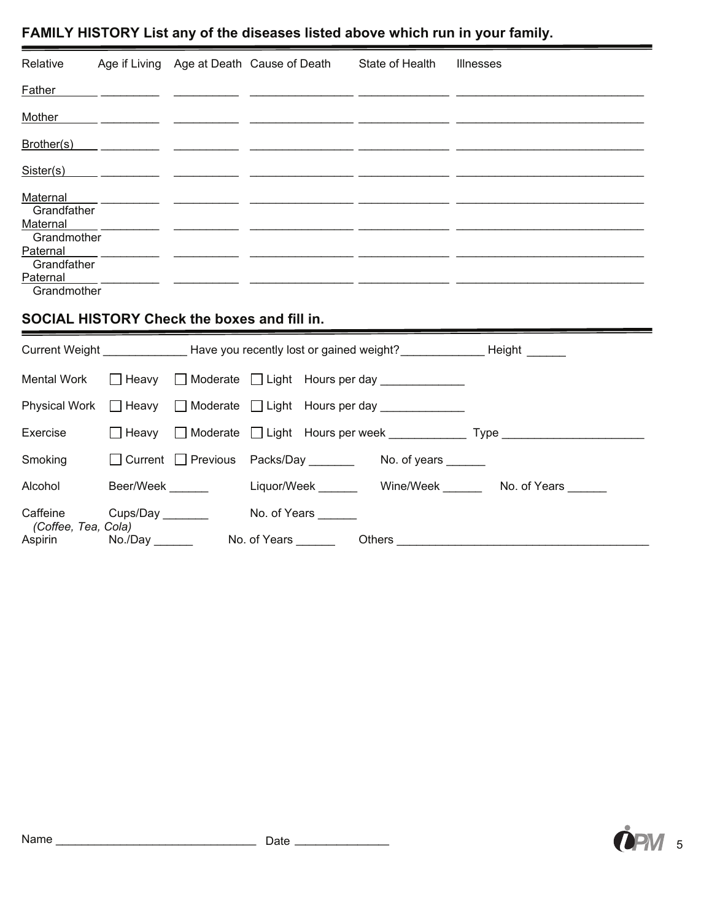## FAMILY HISTORY List any of the diseases listed above which run in your family.

| Relative | Age if Living | Age at Death | Cause of Death | State of Health | Illnesses |
|---|---|---|---|---|---|
| Father | | | | | |
| Mother | | | | | |
| Brother(s) | | | | | |
| Sister(s) | | | | | |
| Maternal Grandfather | | | | | |
| Maternal Grandmother | | | | | |
| Paternal Grandfather | | | | | |
| Paternal Grandmother | | | | | |

## SOCIAL HISTORY Check the boxes and fill in.

Current Weight _____________ Have you recently lost or gained weight? _____________ Height ______

Mental Work ☐ Heavy ☐ Moderate ☐ Light Hours per day _____________

Physical Work ☐ Heavy ☐ Moderate ☐ Light Hours per day _____________

Exercise ☐ Heavy ☐ Moderate ☐ Light Hours per week ____________ Type ______________________

Smoking ☐ Current ☐ Previous Packs/Day _______ No. of years ______

Alcohol Beer/Week ______ Liquor/Week ______ Wine/Week ______ No. of Years ______

Caffeine *(Coffee, Tea, Cola)* Cups/Day _______ No. of Years ______

Aspirin No./Day ______ No. of Years ______ Others _______________________________________

Name _______________________________ Date ______________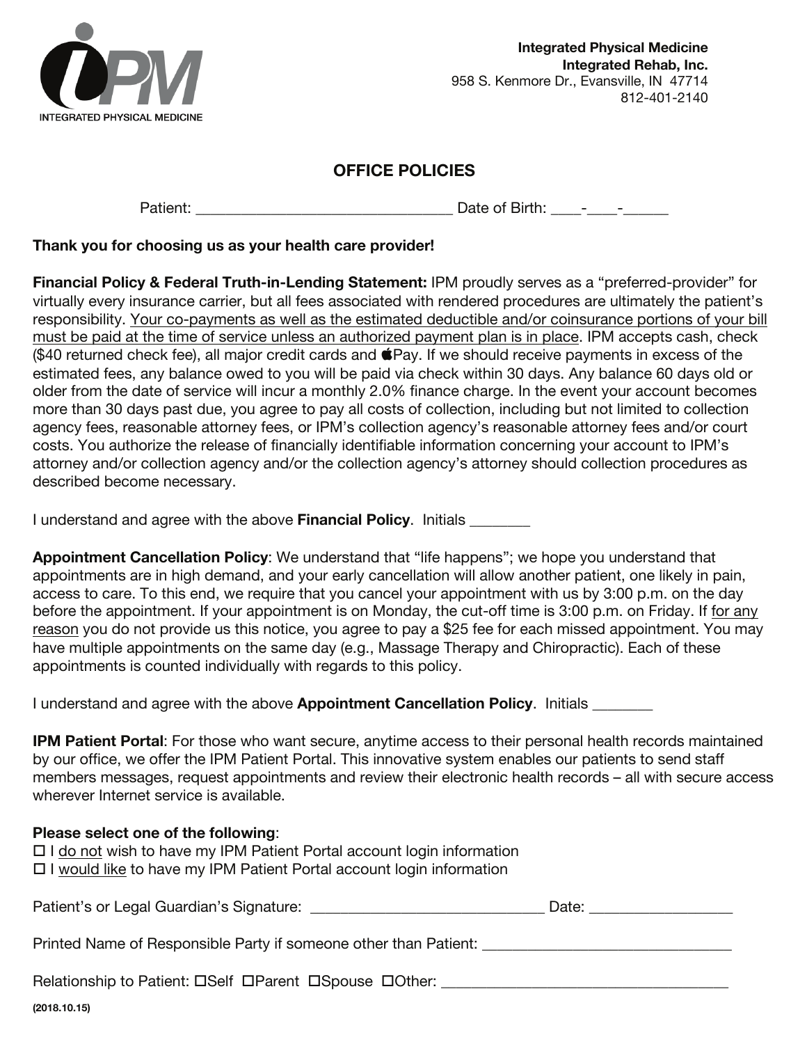INTEGRATED PHYSICAL MEDICINE

**Integrated Physical Medicine**
**Integrated Rehab, Inc.**
958 S. Kenmore Dr., Evansville, IN 47714
812-401-2140

## OFFICE POLICIES

Patient: ________________________________ Date of Birth: ____-____-______

**Thank you for choosing us as your health care provider!**

**Financial Policy & Federal Truth-in-Lending Statement:** IPM proudly serves as a "preferred-provider" for virtually every insurance carrier, but all fees associated with rendered procedures are ultimately the patient's responsibility. <u>Your co-payments as well as the estimated deductible and/or coinsurance portions of your bill must be paid at the time of service unless an authorized payment plan is in place</u>. IPM accepts cash, check ($40 returned check fee), all major credit cards and  Pay. If we should receive payments in excess of the estimated fees, any balance owed to you will be paid via check within 30 days. Any balance 60 days old or older from the date of service will incur a monthly 2.0% finance charge. In the event your account becomes more than 30 days past due, you agree to pay all costs of collection, including but not limited to collection agency fees, reasonable attorney fees, or IPM's collection agency's reasonable attorney fees and/or court costs. You authorize the release of financially identifiable information concerning your account to IPM's attorney and/or collection agency and/or the collection agency's attorney should collection procedures as described become necessary.

I understand and agree with the above **Financial Policy**. Initials ________

**Appointment Cancellation Policy**: We understand that "life happens"; we hope you understand that appointments are in high demand, and your early cancellation will allow another patient, one likely in pain, access to care. To this end, we require that you cancel your appointment with us by 3:00 p.m. on the day before the appointment. If your appointment is on Monday, the cut-off time is 3:00 p.m. on Friday. If <u>for any reason</u> you do not provide us this notice, you agree to pay a $25 fee for each missed appointment. You may have multiple appointments on the same day (e.g., Massage Therapy and Chiropractic). Each of these appointments is counted individually with regards to this policy.

I understand and agree with the above **Appointment Cancellation Policy**. Initials ________

**IPM Patient Portal**: For those who want secure, anytime access to their personal health records maintained by our office, we offer the IPM Patient Portal. This innovative system enables our patients to send staff members messages, request appointments and review their electronic health records – all with secure access wherever Internet service is available.

**Please select one of the following**:
☐ I <u>do not</u> wish to have my IPM Patient Portal account login information
☐ I <u>would like</u> to have my IPM Patient Portal account login information

Patient's or Legal Guardian's Signature: ______________________________ Date: __________________

Printed Name of Responsible Party if someone other than Patient: ________________________________

Relationship to Patient: ☐Self ☐Parent ☐Spouse ☐Other: _____________________________________

**(2018.10.15)**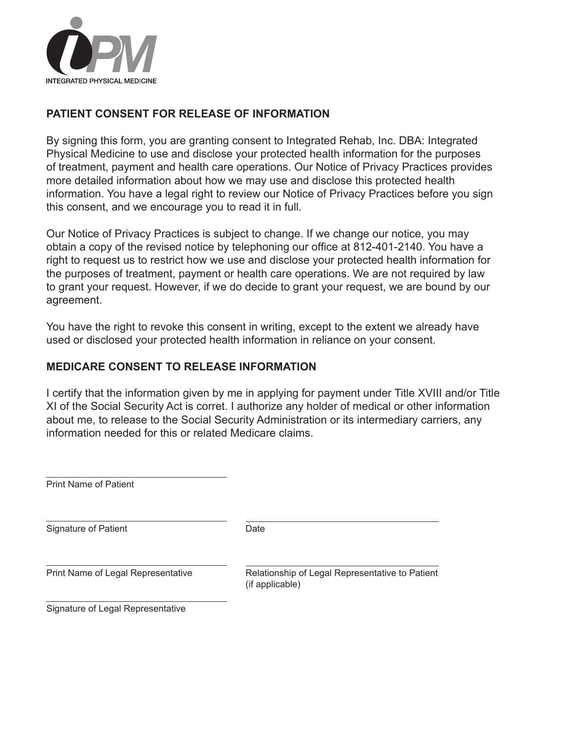INTEGRATED PHYSICAL MEDICINE

## PATIENT CONSENT FOR RELEASE OF INFORMATION

By signing this form, you are granting consent to Integrated Rehab, Inc. DBA: Integrated Physical Medicine to use and disclose your protected health information for the purposes of treatment, payment and health care operations. Our Notice of Privacy Practices provides more detailed information about how we may use and disclose this protected health information. You have a legal right to review our Notice of Privacy Practices before you sign this consent, and we encourage you to read it in full.

Our Notice of Privacy Practices is subject to change. If we change our notice, you may obtain a copy of the revised notice by telephoning our office at 812-401-2140. You have a right to request us to restrict how we use and disclose your protected health information for the purposes of treatment, payment or health care operations. We are not required by law to grant your request. However, if we do decide to grant your request, we are bound by our agreement.

You have the right to revoke this consent in writing, except to the extent we already have used or disclosed your protected health information in reliance on your consent.

## MEDICARE CONSENT TO RELEASE INFORMATION

I certify that the information given by me in applying for payment under Title XVIII and/or Title XI of the Social Security Act is corret. I authorize any holder of medical or other information about me, to release to the Social Security Administration or its intermediary carriers, any information needed for this or related Medicare claims.

______________________________
Print Name of Patient

______________________________ ______________________________
Signature of Patient Date

______________________________ ______________________________
Print Name of Legal Representative Relationship of Legal Representative to Patient (if applicable)

______________________________
Signature of Legal Representative